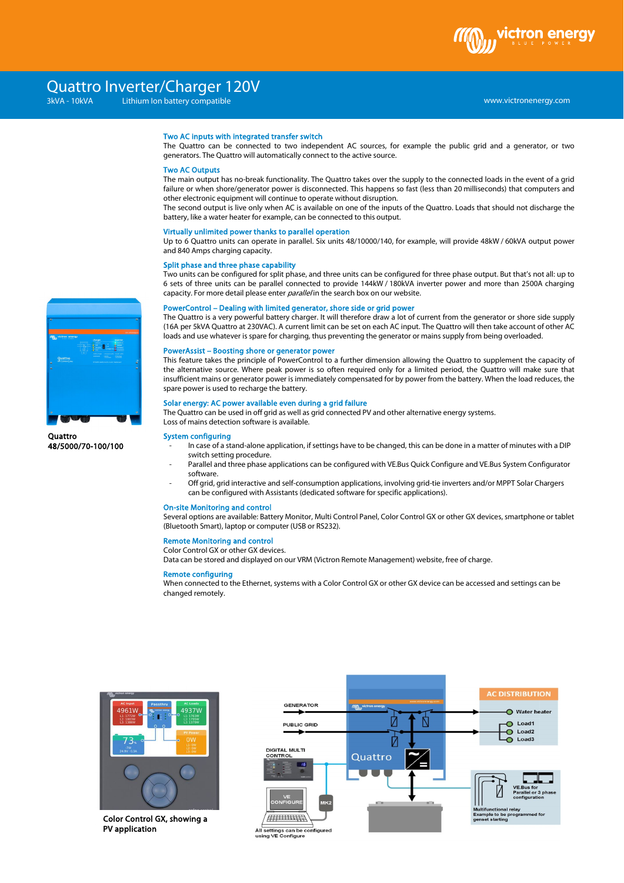# Quattro Inverter/Charger 120V

3kVA - 10kVA    Lithium Ion battery compatible

www.victronenergy.com

### Two AC inputs with integrated transfer switch

The Quattro can be connected to two independent AC sources, for example the public grid and a generator, or two generators. The Quattro will automatically connect to the active source.

### Two AC Outputs

The main output has no-break functionality. The Quattro takes over the supply to the connected loads in the event of a grid failure or when shore/generator power is disconnected. This happens so fast (less than 20 milliseconds) that computers and other electronic equipment will continue to operate without disruption.
The second output is live only when AC is available on one of the inputs of the Quattro. Loads that should not discharge the battery, like a water heater for example, can be connected to this output.

### Virtually unlimited power thanks to parallel operation

Up to 6 Quattro units can operate in parallel. Six units 48/10000/140, for example, will provide 48kW / 60kVA output power and 840 Amps charging capacity.

### Split phase and three phase capability

Two units can be configured for split phase, and three units can be configured for three phase output. But that's not all: up to 6 sets of three units can be parallel connected to provide 144kW / 180kVA inverter power and more than 2500A charging capacity. For more detail please enter *parallel* in the search box on our website.

### PowerControl – Dealing with limited generator, shore side or grid power

The Quattro is a very powerful battery charger. It will therefore draw a lot of current from the generator or shore side supply (16A per 5kVA Quattro at 230VAC). A current limit can be set on each AC input. The Quattro will then take account of other AC loads and use whatever is spare for charging, thus preventing the generator or mains supply from being overloaded.

### PowerAssist – Boosting shore or generator power

This feature takes the principle of PowerControl to a further dimension allowing the Quattro to supplement the capacity of the alternative source. Where peak power is so often required only for a limited period, the Quattro will make sure that insufficient mains or generator power is immediately compensated for by power from the battery. When the load reduces, the spare power is used to recharge the battery.

### Solar energy: AC power available even during a grid failure

The Quattro can be used in off grid as well as grid connected PV and other alternative energy systems.
Loss of mains detection software is available.

### System configuring

- In case of a stand-alone application, if settings have to be changed, this can be done in a matter of minutes with a DIP switch setting procedure.
- Parallel and three phase applications can be configured with VE.Bus Quick Configure and VE.Bus System Configurator software.
- Off grid, grid interactive and self-consumption applications, involving grid-tie inverters and/or MPPT Solar Chargers can be configured with Assistants (dedicated software for specific applications).

### On-site Monitoring and control

Several options are available: Battery Monitor, Multi Control Panel, Color Control GX or other GX devices, smartphone or tablet (Bluetooth Smart), laptop or computer (USB or RS232).

### Remote Monitoring and control

Color Control GX or other GX devices.
Data can be stored and displayed on our VRM (Victron Remote Management) website, free of charge.

### Remote configuring

When connected to the Ethernet, systems with a Color Control GX or other GX device can be accessed and settings can be changed remotely.

**Quattro 48/5000/70-100/100**

**Color Control GX, showing a PV application**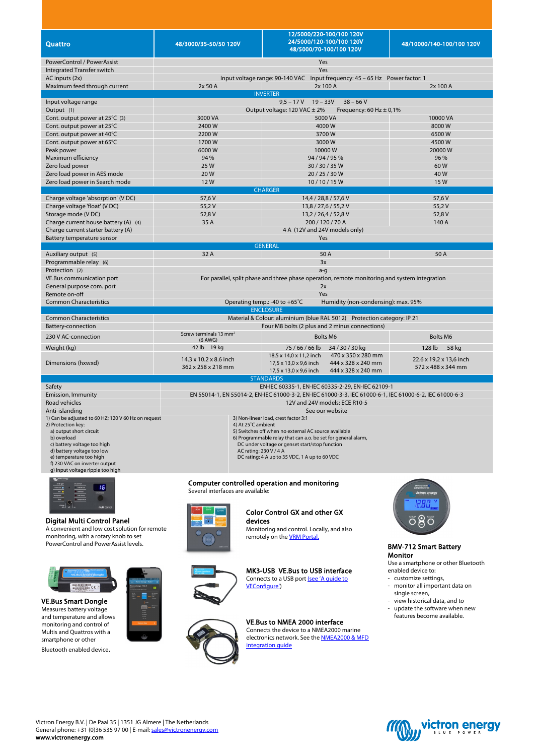| Quattro | 48/3000/35-50/50 120V | 12/5000/220-100/100 120V 24/5000/120-100/100 120V 48/5000/70-100/100 120V | 48/10000/140-100/100 120V |
|---|---|---|---|
| PowerControl / PowerAssist | Yes | | |
| Integrated Transfer switch | Yes | | |
| AC inputs (2x) | Input voltage range: 90-140 VAC Input frequency: 45 – 65 Hz Power factor: 1 | | |
| Maximum feed through current | 2x 50 A | 2x 100 A | 2x 100 A |
| **INVERTER** | | | |
| Input voltage range | 9,5 – 17 V 19 – 33V 38 – 66 V | | |
| Output (1) | Output voltage: 120 VAC ± 2% Frequency: 60 Hz ± 0,1% | | |
| Cont. output power at 25°C (3) | 3000 VA | 5000 VA | 10000 VA |
| Cont. output power at 25°C | 2400 W | 4000 W | 8000 W |
| Cont. output power at 40°C | 2200 W | 3700 W | 6500 W |
| Cont. output power at 65°C | 1700 W | 3000 W | 4500 W |
| Peak power | 6000 W | 10000 W | 20000 W |
| Maximum efficiency | 94 % | 94 / 94 / 95 % | 96 % |
| Zero load power | 25 W | 30 / 30 / 35 W | 60 W |
| Zero load power in AES mode | 20 W | 20 / 25 / 30 W | 40 W |
| Zero load power in Search mode | 12 W | 10 / 10 / 15 W | 15 W |
| **CHARGER** | | | |
| Charge voltage 'absorption' (V DC) | 57,6 V | 14,4 / 28,8 / 57,6 V | 57,6 V |
| Charge voltage 'float' (V DC) | 55,2 V | 13,8 / 27,6 / 55,2 V | 55,2 V |
| Storage mode (V DC) | 52,8 V | 13,2 / 26,4 / 52,8 V | 52,8 V |
| Charge current house battery (A) (4) | 35 A | 200 / 120 / 70 A | 140 A |
| Charge current starter battery (A) | 4 A (12V and 24V models only) | | |
| Battery temperature sensor | Yes | | |
| **GENERAL** | | | |
| Auxiliary output (5) | 32 A | 50 A | 50 A |
| Programmable relay (6) | 3x | | |
| Protection (2) | a-g | | |
| VE.Bus communication port | For parallel, split phase and three phase operation, remote monitoring and system integration | | |
| General purpose com. port | 2x | | |
| Remote on-off | Yes | | |
| Common Characteristics | Operating temp.: -40 to +65˚C Humidity (non-condensing): max. 95% | | |
| **ENCLOSURE** | | | |
| Common Characteristics | Material & Colour: aluminium (blue RAL 5012) Protection category: IP 21 | | |
| Battery-connection | Four M8 bolts (2 plus and 2 minus connections) | | |
| 230 V AC-connection | Screw terminals 13 mm² (6 AWG) | Bolts M6 | Bolts M6 |
| Weight (kg) | 42 lb 19 kg | 75 / 66 / 66 lb 34 / 30 / 30 kg | 128 lb 58 kg |
| Dimensions (hxwxd) | 14.3 x 10.2 x 8.6 inch 362 x 258 x 218 mm | 18,5 x 14,0 x 11,2 inch 470 x 350 x 280 mm 17,5 x 13,0 x 9,6 inch 444 x 328 x 240 mm 17,5 x 13,0 x 9,6 inch 444 x 328 x 240 mm | 22.6 x 19,2 x 13,6 inch 572 x 488 x 344 mm |
| **STANDARDS** | | | |
| Safety | EN-IEC 60335-1, EN-IEC 60335-2-29, EN-IEC 62109-1 | | |
| Emission, Immunity | EN 55014-1, EN 55014-2, EN-IEC 61000-3-2, EN-IEC 61000-3-3, IEC 61000-6-1, IEC 61000-6-2, IEC 61000-6-3 | | |
| Road vehicles | 12V and 24V models: ECE R10-5 | | |
| Anti-islanding | See our website | | |

1) Can be adjusted to 60 HZ; 120 V 60 Hz on request
2) Protection key:
   a) output short circuit
   b) overload
   c) battery voltage too high
   d) battery voltage too low
   e) temperature too high
   f) 230 VAC on inverter output
   g) input voltage ripple too high
3) Non-linear load, crest factor 3:1
4) At 25˚C ambient
5) Switches off when no external AC source available
6) Programmable relay that can a.o. be set for general alarm, DC under voltage or genset start/stop function
   AC rating: 230 V / 4 A
   DC rating: 4 A up to 35 VDC, 1 A up to 60 VDC

**Digital Multi Control Panel**
A convenient and low cost solution for remote monitoring, with a rotary knob to set PowerControl and PowerAssist levels.

**VE.Bus Smart Dongle**
Measures battery voltage and temperature and allows monitoring and control of Multis and Quattros with a smartphone or other Bluetooth enabled device.

**Computer controlled operation and monitoring**
Several interfaces are available:

**Color Control GX and other GX devices**
Monitoring and control. Locally, and also remotely on the VRM Portal.

**MK3-USB VE.Bus to USB interface**
Connects to a USB port (see 'A guide to VEConfigure')

**VE.Bus to NMEA 2000 interface**
Connects the device to a NMEA2000 marine electronics network. See the NMEA2000 & MFD integration guide

**BMV-712 Smart Battery Monitor**
Use a smartphone or other Bluetooth enabled device to:
- customize settings,
- monitor all important data on single screen,
- view historical data, and to
- update the software when new features become available.

Victron Energy B.V. | De Paal 35 | 1351 JG Almere | The Netherlands
General phone: +31 (0)36 535 97 00 | E-mail: sales@victronenergy.com
**www.victronenergy.com**